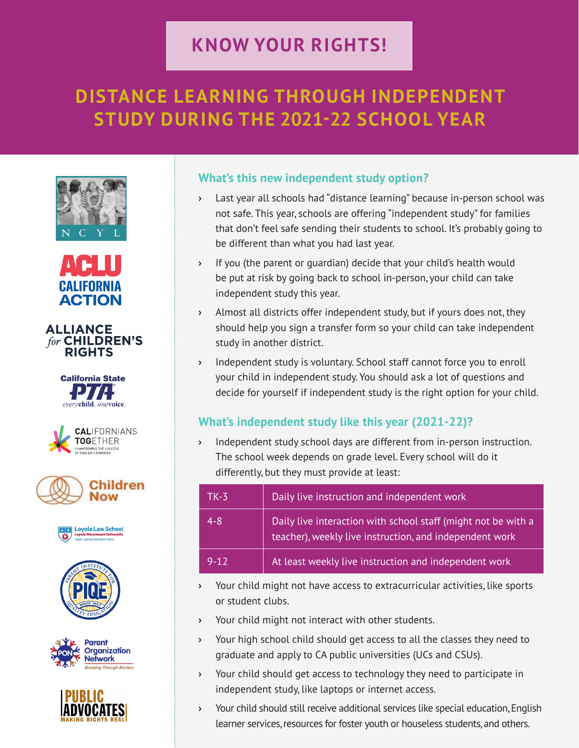# KNOW YOUR RIGHTS!

# DISTANCE LEARNING THROUGH INDEPENDENT STUDY DURING THE 2021-22 SCHOOL YEAR

## What's this new independent study option?

- Last year all schools had "distance learning" because in-person school was not safe. This year, schools are offering "independent study" for families that don't feel safe sending their students to school. It's probably going to be different than what you had last year.
- If you (the parent or guardian) decide that your child's health would be put at risk by going back to school in-person, your child can take independent study this year.
- Almost all districts offer independent study, but if yours does not, they should help you sign a transfer form so your child can take independent study in another district.
- Independent study is voluntary. School staff cannot force you to enroll your child in independent study. You should ask a lot of questions and decide for yourself if independent study is the right option for your child.

## What's independent study like this year (2021-22)?

- Independent study school days are different from in-person instruction. The school week depends on grade level. Every school will do it differently, but they must provide at least:

| Grade | Minimum requirements |
|---|---|
| TK-3 | Daily live instruction and independent work |
| 4-8 | Daily live interaction with school staff (might not be with a teacher), weekly live instruction, and independent work |
| 9-12 | At least weekly live instruction and independent work |

- Your child might not have access to extracurricular activities, like sports or student clubs.
- Your child might not interact with other students.
- Your high school child should get access to all the classes they need to graduate and apply to CA public universities (UCs and CSUs).
- Your child should get access to technology they need to participate in independent study, like laptops or internet access.
- Your child should still receive additional services like special education, English learner services, resources for foster youth or houseless students, and others.

NCYL · ACLU California Action · Alliance for Children's Rights · California State PTA (everychild. onevoice.) · Californians Together (Championing the Success of English Learners) · Children Now · Loyola Law School, Loyola Marymount University, Youth Justice Education Clinic · PIQE (Parent Institute for Quality Education, Since 1987) · Parent Organization Network (Breaking Through Barriers) · Public Advocates (Making Rights Real)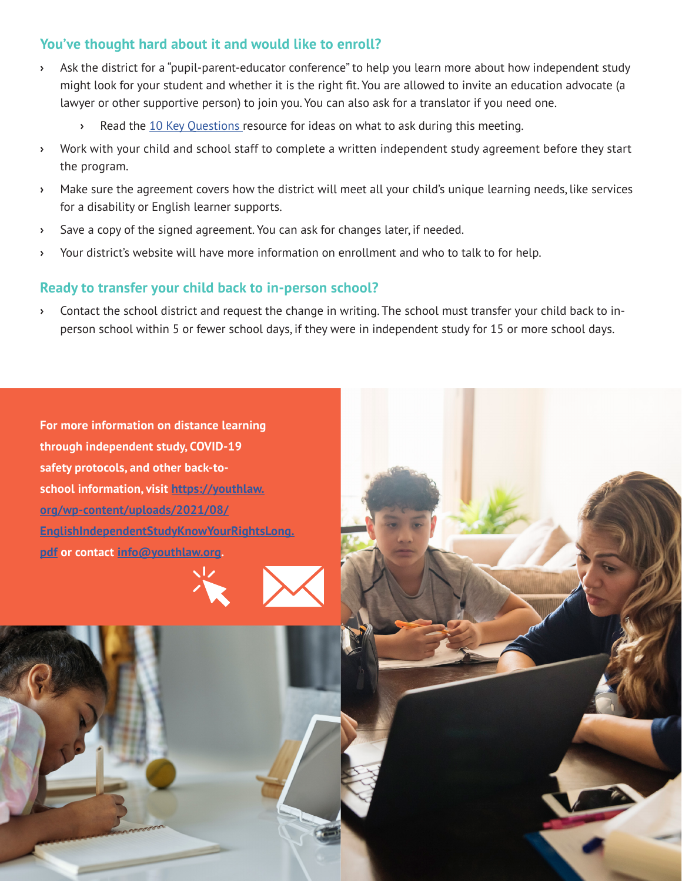## You've thought hard about it and would like to enroll?

- Ask the district for a "pupil-parent-educator conference" to help you learn more about how independent study might look for your student and whether it is the right fit. You are allowed to invite an education advocate (a lawyer or other supportive person) to join you. You can also ask for a translator if you need one.
  - Read the 10 Key Questions resource for ideas on what to ask during this meeting.
- Work with your child and school staff to complete a written independent study agreement before they start the program.
- Make sure the agreement covers how the district will meet all your child's unique learning needs, like services for a disability or English learner supports.
- Save a copy of the signed agreement. You can ask for changes later, if needed.
- Your district's website will have more information on enrollment and who to talk to for help.

## Ready to transfer your child back to in-person school?

- Contact the school district and request the change in writing. The school must transfer your child back to in-person school within 5 or fewer school days, if they were in independent study for 15 or more school days.

**For more information on distance learning through independent study, COVID-19 safety protocols, and other back-to-school information, visit https://youthlaw.org/wp-content/uploads/2021/08/EnglishIndependentStudyKnowYourRightsLong.pdf or contact info@youthlaw.org.**